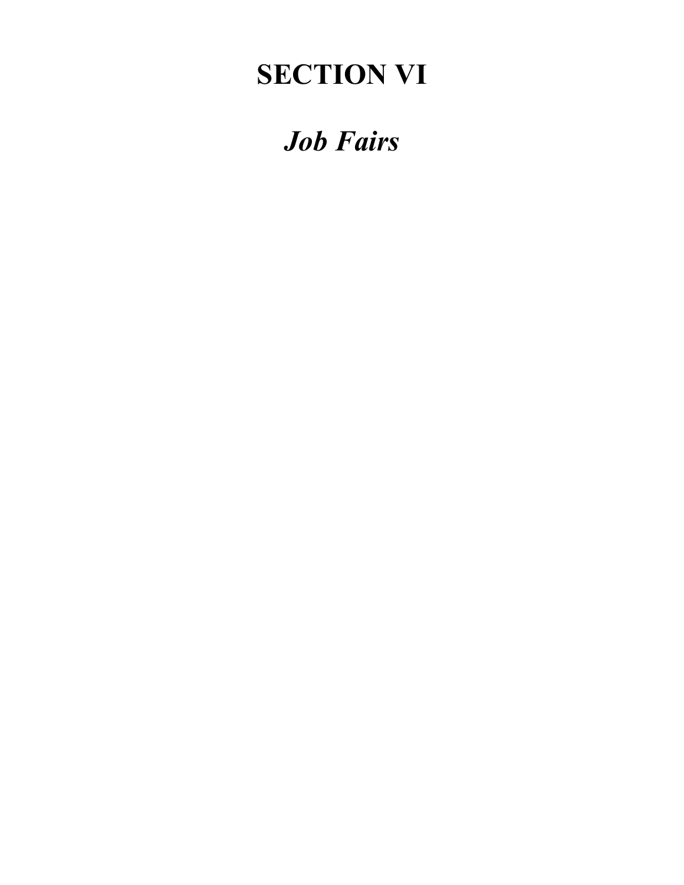# SECTION VI

## *Job Fairs*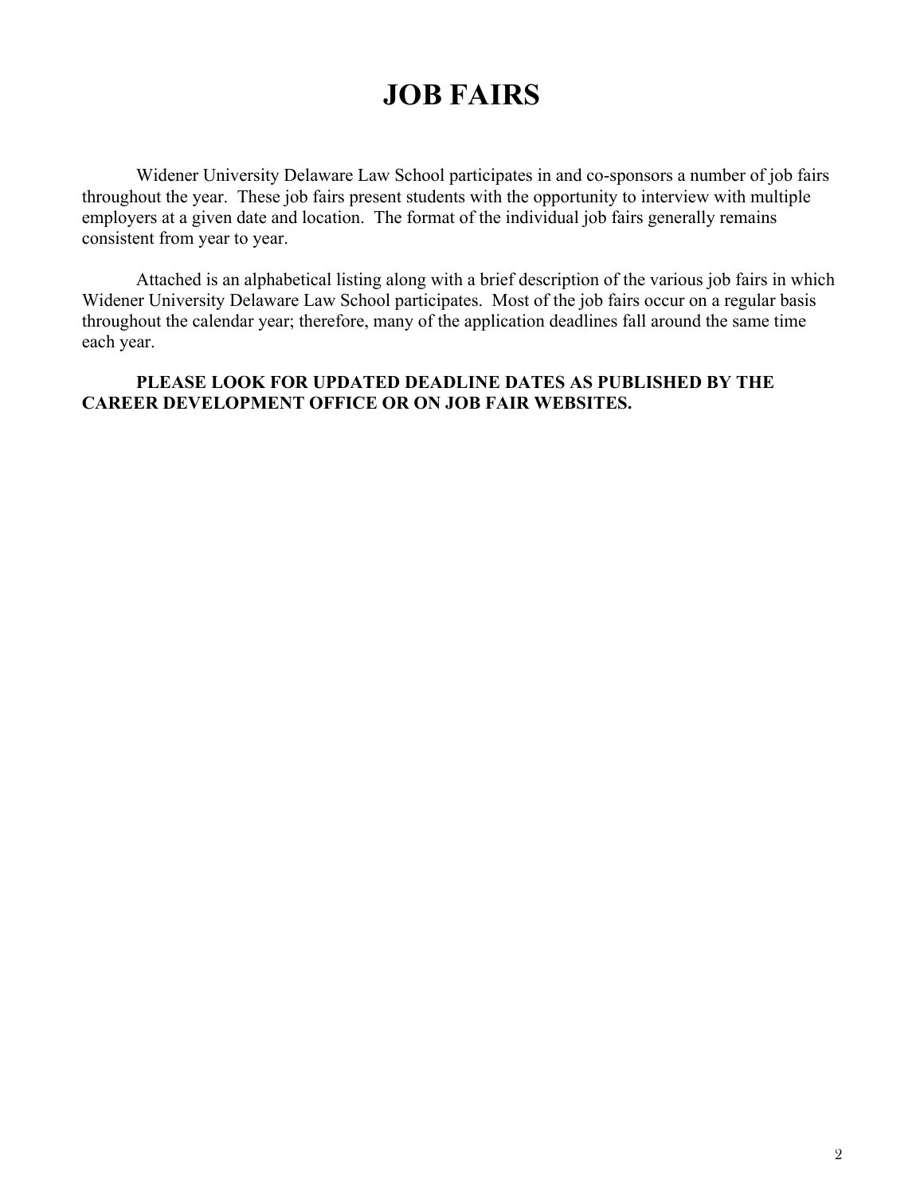# JOB FAIRS

Widener University Delaware Law School participates in and co-sponsors a number of job fairs throughout the year. These job fairs present students with the opportunity to interview with multiple employers at a given date and location. The format of the individual job fairs generally remains consistent from year to year.

Attached is an alphabetical listing along with a brief description of the various job fairs in which Widener University Delaware Law School participates. Most of the job fairs occur on a regular basis throughout the calendar year; therefore, many of the application deadlines fall around the same time each year.

**PLEASE LOOK FOR UPDATED DEADLINE DATES AS PUBLISHED BY THE CAREER DEVELOPMENT OFFICE OR ON JOB FAIR WEBSITES.**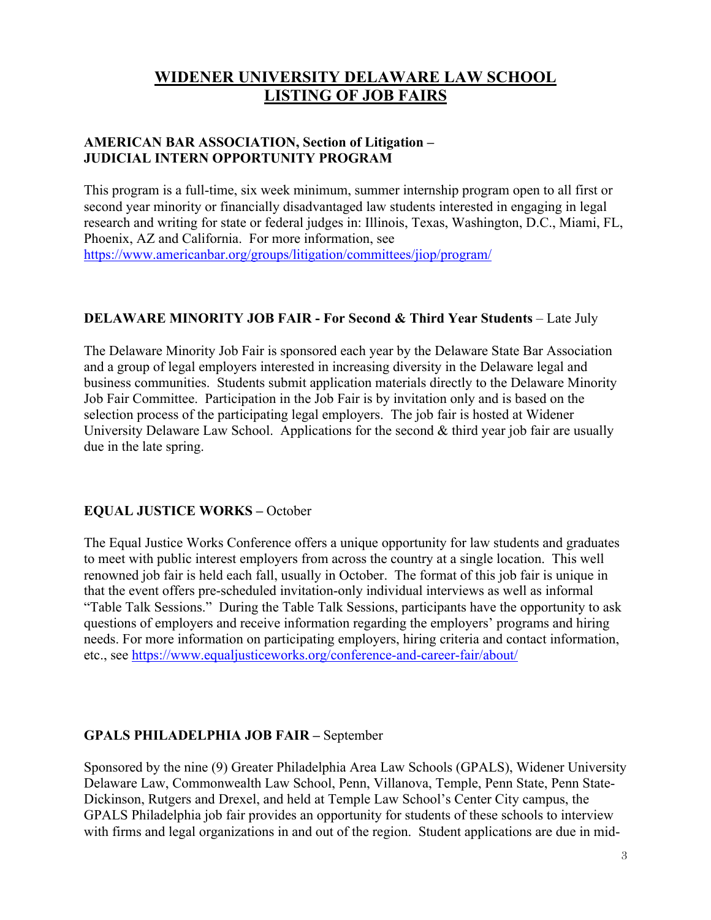# WIDENER UNIVERSITY DELAWARE LAW SCHOOL
# LISTING OF JOB FAIRS

**AMERICAN BAR ASSOCIATION, Section of Litigation –**
**JUDICIAL INTERN OPPORTUNITY PROGRAM**

This program is a full-time, six week minimum, summer internship program open to all first or second year minority or financially disadvantaged law students interested in engaging in legal research and writing for state or federal judges in: Illinois, Texas, Washington, D.C., Miami, FL, Phoenix, AZ and California. For more information, see https://www.americanbar.org/groups/litigation/committees/jiop/program/

**DELAWARE MINORITY JOB FAIR - For Second & Third Year Students** – Late July

The Delaware Minority Job Fair is sponsored each year by the Delaware State Bar Association and a group of legal employers interested in increasing diversity in the Delaware legal and business communities. Students submit application materials directly to the Delaware Minority Job Fair Committee. Participation in the Job Fair is by invitation only and is based on the selection process of the participating legal employers. The job fair is hosted at Widener University Delaware Law School. Applications for the second & third year job fair are usually due in the late spring.

**EQUAL JUSTICE WORKS –** October

The Equal Justice Works Conference offers a unique opportunity for law students and graduates to meet with public interest employers from across the country at a single location. This well renowned job fair is held each fall, usually in October. The format of this job fair is unique in that the event offers pre-scheduled invitation-only individual interviews as well as informal "Table Talk Sessions." During the Table Talk Sessions, participants have the opportunity to ask questions of employers and receive information regarding the employers' programs and hiring needs. For more information on participating employers, hiring criteria and contact information, etc., see https://www.equaljusticeworks.org/conference-and-career-fair/about/

**GPALS PHILADELPHIA JOB FAIR –** September

Sponsored by the nine (9) Greater Philadelphia Area Law Schools (GPALS), Widener University Delaware Law, Commonwealth Law School, Penn, Villanova, Temple, Penn State, Penn State-Dickinson, Rutgers and Drexel, and held at Temple Law School's Center City campus, the GPALS Philadelphia job fair provides an opportunity for students of these schools to interview with firms and legal organizations in and out of the region. Student applications are due in mid-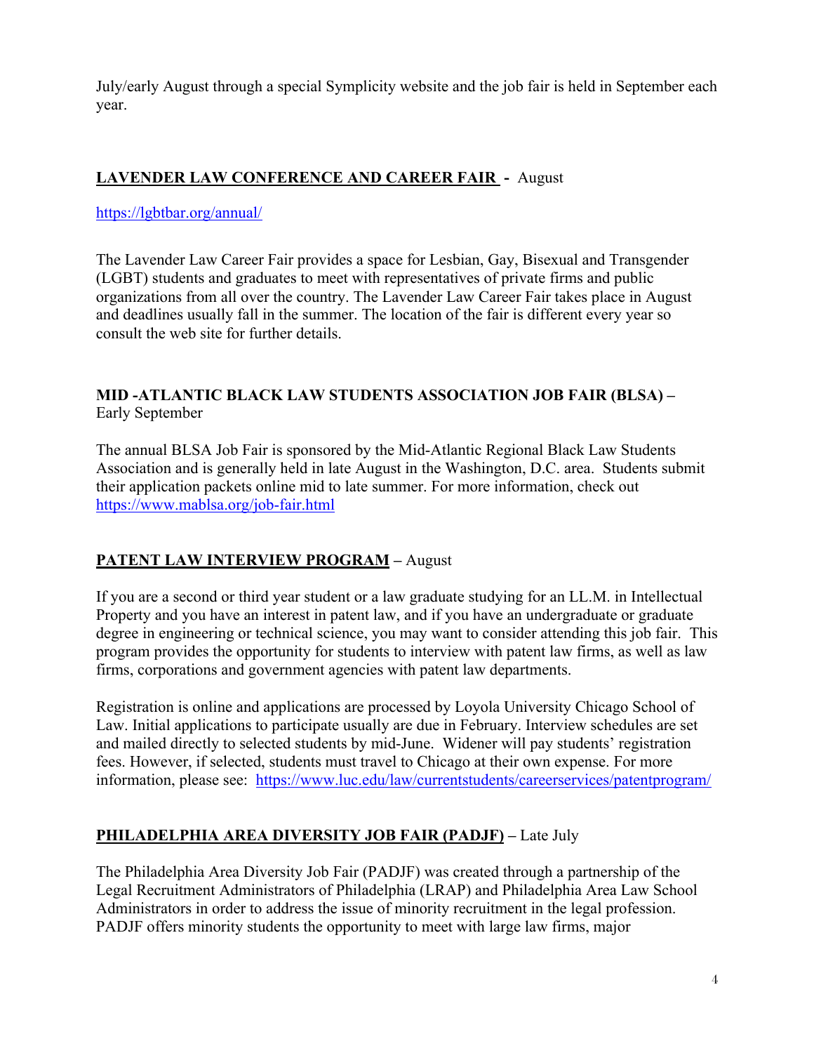July/early August through a special Symplicity website and the job fair is held in September each year.

## **LAVENDER LAW CONFERENCE AND CAREER FAIR** - August

https://lgbtbar.org/annual/

The Lavender Law Career Fair provides a space for Lesbian, Gay, Bisexual and Transgender (LGBT) students and graduates to meet with representatives of private firms and public organizations from all over the country. The Lavender Law Career Fair takes place in August and deadlines usually fall in the summer. The location of the fair is different every year so consult the web site for further details.

## **MID -ATLANTIC BLACK LAW STUDENTS ASSOCIATION JOB FAIR (BLSA)** – Early September

The annual BLSA Job Fair is sponsored by the Mid-Atlantic Regional Black Law Students Association and is generally held in late August in the Washington, D.C. area. Students submit their application packets online mid to late summer. For more information, check out https://www.mablsa.org/job-fair.html

## **PATENT LAW INTERVIEW PROGRAM** – August

If you are a second or third year student or a law graduate studying for an LL.M. in Intellectual Property and you have an interest in patent law, and if you have an undergraduate or graduate degree in engineering or technical science, you may want to consider attending this job fair. This program provides the opportunity for students to interview with patent law firms, as well as law firms, corporations and government agencies with patent law departments.

Registration is online and applications are processed by Loyola University Chicago School of Law. Initial applications to participate usually are due in February. Interview schedules are set and mailed directly to selected students by mid-June. Widener will pay students' registration fees. However, if selected, students must travel to Chicago at their own expense. For more information, please see: https://www.luc.edu/law/currentstudents/careerservices/patentprogram/

## **PHILADELPHIA AREA DIVERSITY JOB FAIR (PADJF)** – Late July

The Philadelphia Area Diversity Job Fair (PADJF) was created through a partnership of the Legal Recruitment Administrators of Philadelphia (LRAP) and Philadelphia Area Law School Administrators in order to address the issue of minority recruitment in the legal profession. PADJF offers minority students the opportunity to meet with large law firms, major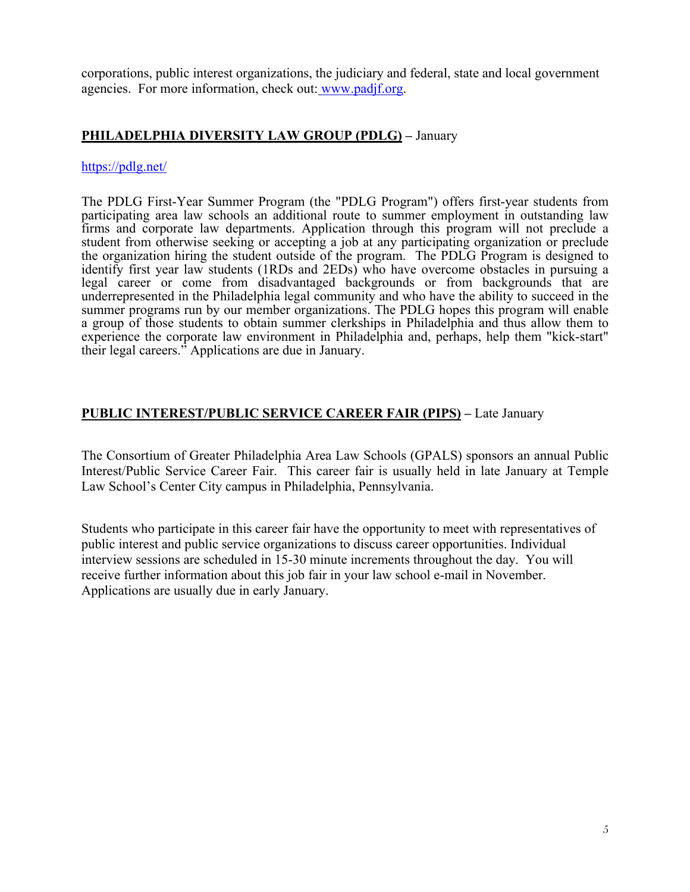corporations, public interest organizations, the judiciary and federal, state and local government agencies. For more information, check out: [www.padjf.org](http://www.padjf.org).

## **PHILADELPHIA DIVERSITY LAW GROUP (PDLG)** – January

[https://pdlg.net/](https://pdlg.net/)

The PDLG First-Year Summer Program (the "PDLG Program") offers first-year students from participating area law schools an additional route to summer employment in outstanding law firms and corporate law departments. Application through this program will not preclude a student from otherwise seeking or accepting a job at any participating organization or preclude the organization hiring the student outside of the program. The PDLG Program is designed to identify first year law students (1RDs and 2EDs) who have overcome obstacles in pursuing a legal career or come from disadvantaged backgrounds or from backgrounds that are underrepresented in the Philadelphia legal community and who have the ability to succeed in the summer programs run by our member organizations. The PDLG hopes this program will enable a group of those students to obtain summer clerkships in Philadelphia and thus allow them to experience the corporate law environment in Philadelphia and, perhaps, help them "kick-start" their legal careers." Applications are due in January.

## **PUBLIC INTEREST/PUBLIC SERVICE CAREER FAIR (PIPS)** – Late January

The Consortium of Greater Philadelphia Area Law Schools (GPALS) sponsors an annual Public Interest/Public Service Career Fair. This career fair is usually held in late January at Temple Law School's Center City campus in Philadelphia, Pennsylvania.

Students who participate in this career fair have the opportunity to meet with representatives of public interest and public service organizations to discuss career opportunities. Individual interview sessions are scheduled in 15-30 minute increments throughout the day. You will receive further information about this job fair in your law school e-mail in November. Applications are usually due in early January.